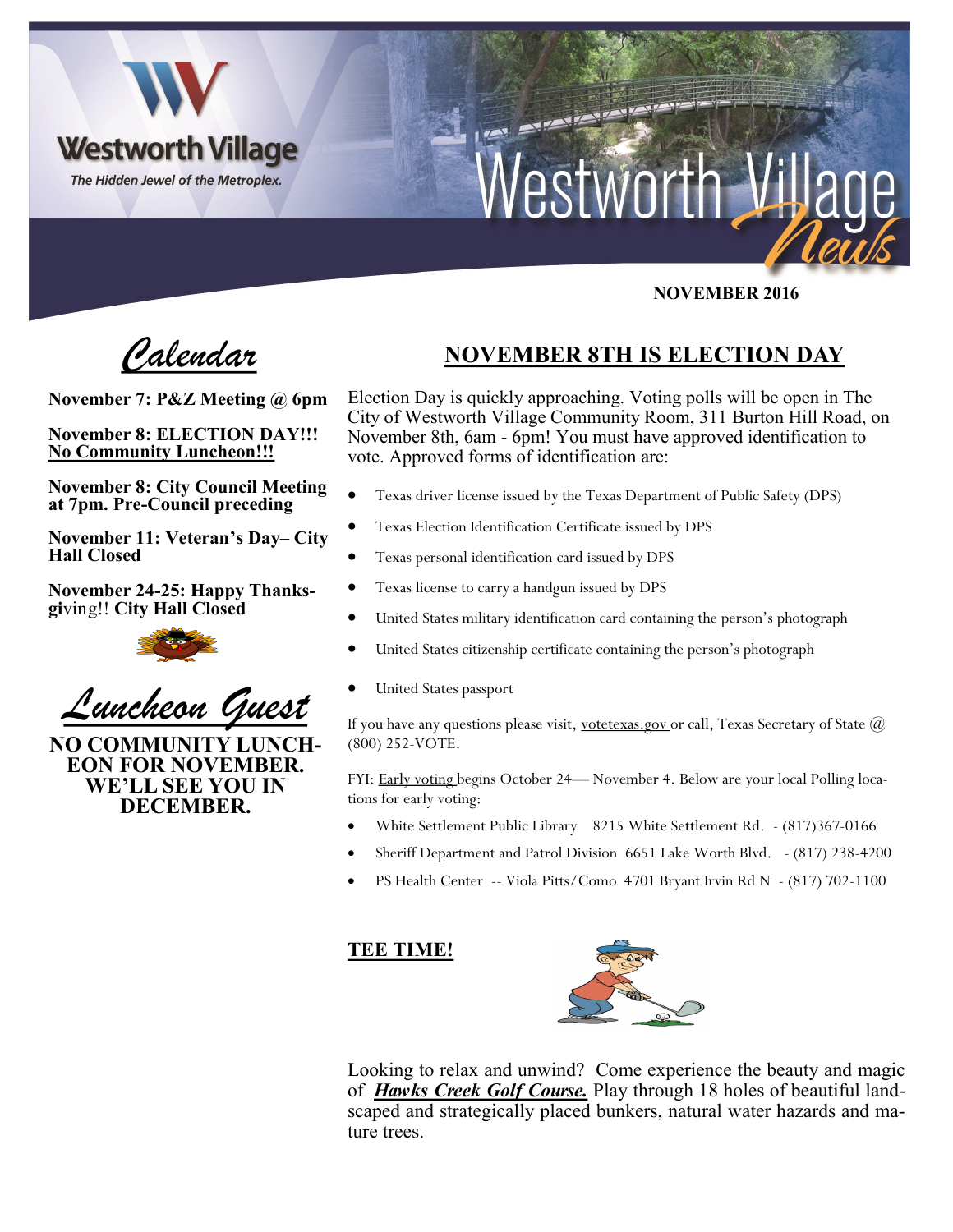# Westworth Village News

Westworth Village

*The Hidden Jewel of the Metroplex.*

**NOVEMBER 2016**

## *Calendar*

**November 7: P&Z Meeting @ 6pm**

**November 8: ELECTION DAY!!!**
**<u>No Community Luncheon!!!</u>**

**November 8: City Council Meeting at 7pm. Pre-Council preceding**

**November 11: Veteran's Day– City Hall Closed**

**November 24-25: Happy Thanksgiving!! City Hall Closed**

## *Luncheon Guest*

**NO COMMUNITY LUNCHEON FOR NOVEMBER. WE'LL SEE YOU IN DECEMBER.**

## <u>NOVEMBER 8TH IS ELECTION DAY</u>

Election Day is quickly approaching. Voting polls will be open in The City of Westworth Village Community Room, 311 Burton Hill Road, on November 8th, 6am - 6pm! You must have approved identification to vote. Approved forms of identification are:

- Texas driver license issued by the Texas Department of Public Safety (DPS)
- Texas Election Identification Certificate issued by DPS
- Texas personal identification card issued by DPS
- Texas license to carry a handgun issued by DPS
- United States military identification card containing the person's photograph
- United States citizenship certificate containing the person's photograph
- United States passport

If you have any questions please visit, <u>votetexas.gov</u> or call, Texas Secretary of State @ (800) 252-VOTE.

FYI: <u>Early voting</u> begins October 24— November 4. Below are your local Polling locations for early voting:

- White Settlement Public Library 8215 White Settlement Rd. - (817)367-0166
- Sheriff Department and Patrol Division 6651 Lake Worth Blvd. - (817) 238-4200
- PS Health Center -- Viola Pitts/Como 4701 Bryant Irvin Rd N - (817) 702-1100

### <u>TEE TIME!</u>

Looking to relax and unwind? Come experience the beauty and magic of ***<u>Hawks Creek Golf Course.</u>*** Play through 18 holes of beautiful landscaped and strategically placed bunkers, natural water hazards and mature trees.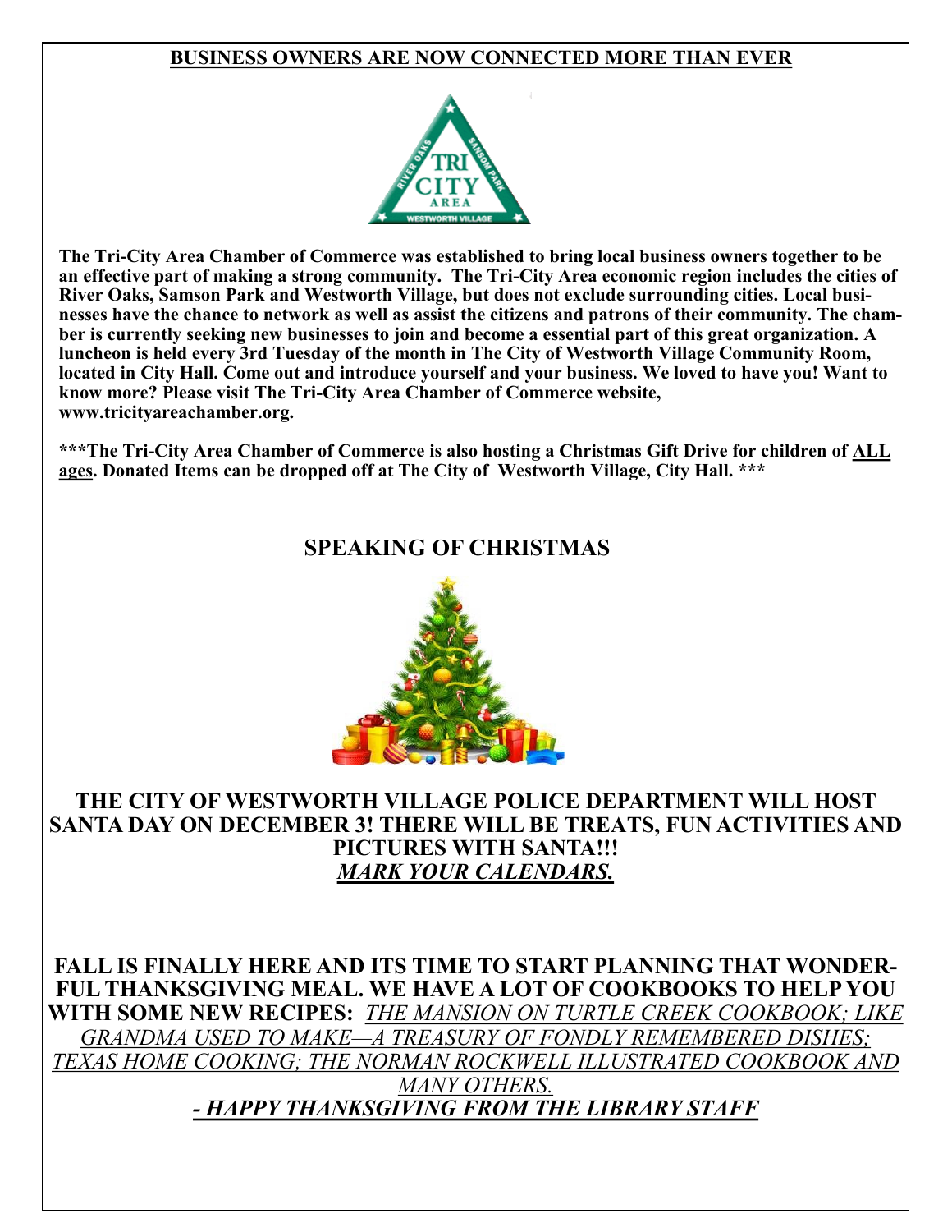## BUSINESS OWNERS ARE NOW CONNECTED MORE THAN EVER

**The Tri-City Area Chamber of Commerce was established to bring local business owners together to be an effective part of making a strong community. The Tri-City Area economic region includes the cities of River Oaks, Samson Park and Westworth Village, but does not exclude surrounding cities. Local businesses have the chance to network as well as assist the citizens and patrons of their community. The chamber is currently seeking new businesses to join and become a essential part of this great organization. A luncheon is held every 3rd Tuesday of the month in The City of Westworth Village Community Room, located in City Hall. Come out and introduce yourself and your business. We loved to have you! Want to know more? Please visit The Tri-City Area Chamber of Commerce website, www.tricityareachamber.org.**

**\*\*\*The Tri-City Area Chamber of Commerce is also hosting a Christmas Gift Drive for children of ALL ages. Donated Items can be dropped off at The City of Westworth Village, City Hall. \*\*\***

## SPEAKING OF CHRISTMAS

**THE CITY OF WESTWORTH VILLAGE POLICE DEPARTMENT WILL HOST SANTA DAY ON DECEMBER 3! THERE WILL BE TREATS, FUN ACTIVITIES AND PICTURES WITH SANTA!!!**

***MARK YOUR CALENDARS.***

**FALL IS FINALLY HERE AND ITS TIME TO START PLANNING THAT WONDERFUL THANKSGIVING MEAL. WE HAVE A LOT OF COOKBOOKS TO HELP YOU WITH SOME NEW RECIPES:** *THE MANSION ON TURTLE CREEK COOKBOOK; LIKE GRANDMA USED TO MAKE—A TREASURY OF FONDLY REMEMBERED DISHES; TEXAS HOME COOKING; THE NORMAN ROCKWELL ILLUSTRATED COOKBOOK AND MANY OTHERS.*

***- HAPPY THANKSGIVING FROM THE LIBRARY STAFF***